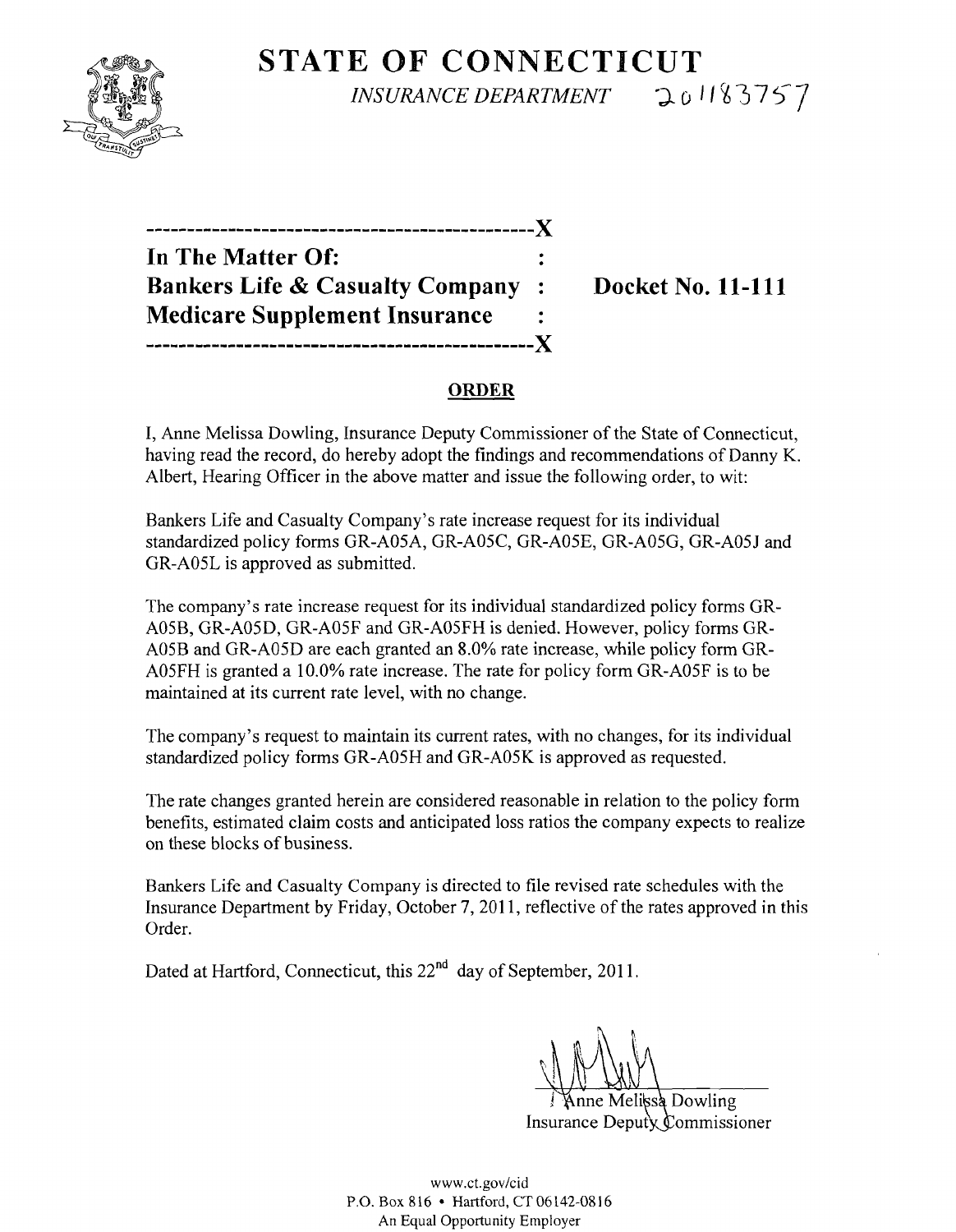# STATE OF CONNECTICUT

*INSURANCE DEPARTMENT* 20118375 7

---X

**In The Matter Of:** :

**Bankers Life & Casualty Company** : **Docket No. 11-111**

**Medicare Supplement Insurance** :

---X

## ORDER

I, Anne Melissa Dowling, Insurance Deputy Commissioner of the State of Connecticut, having read the record, do hereby adopt the findings and recommendations of Danny K. Albert, Hearing Officer in the above matter and issue the following order, to wit:

Bankers Life and Casualty Company's rate increase request for its individual standardized policy forms GR-A05A, GR-A05C, GR-A05E, GR-A05G, GR-A05J and GR-A05L is approved as submitted.

The company's rate increase request for its individual standardized policy forms GR-A05B, GR-A05D, GR-A05F and GR-A05FH is denied. However, policy forms GR-A05B and GR-A05D are each granted an 8.0% rate increase, while policy form GR-A05FH is granted a 10.0% rate increase. The rate for policy form GR-A05F is to be maintained at its current rate level, with no change.

The company's request to maintain its current rates, with no changes, for its individual standardized policy forms GR-A05H and GR-A05K is approved as requested.

The rate changes granted herein are considered reasonable in relation to the policy form benefits, estimated claim costs and anticipated loss ratios the company expects to realize on these blocks of business.

Bankers Life and Casualty Company is directed to file revised rate schedules with the Insurance Department by Friday, October 7, 2011, reflective of the rates approved in this Order.

Dated at Hartford, Connecticut, this 22nd day of September, 2011.

Anne Melissa Dowling
Insurance Deputy Commissioner

www.ct.gov/cid
P.O. Box 816 • Hartford, CT 06142-0816
An Equal Opportunity Employer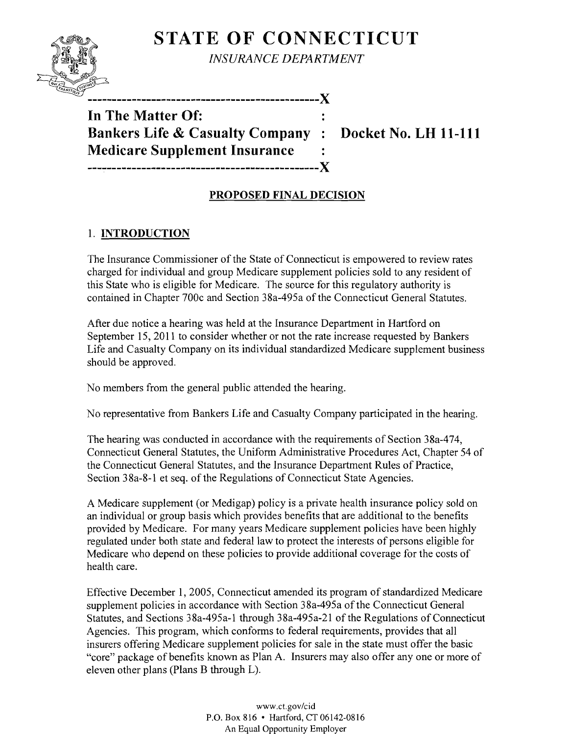# STATE OF CONNECTICUT

*INSURANCE DEPARTMENT*

---

**In The Matter Of:**
**Bankers Life & Casualty Company : Docket No. LH 11-111**
**Medicare Supplement Insurance :**

---

## PROPOSED FINAL DECISION

### 1. INTRODUCTION

The Insurance Commissioner of the State of Connecticut is empowered to review rates charged for individual and group Medicare supplement policies sold to any resident of this State who is eligible for Medicare. The source for this regulatory authority is contained in Chapter 700c and Section 38a-495a of the Connecticut General Statutes.

After due notice a hearing was held at the Insurance Department in Hartford on September 15, 2011 to consider whether or not the rate increase requested by Bankers Life and Casualty Company on its individual standardized Medicare supplement business should be approved.

No members from the general public attended the hearing.

No representative from Bankers Life and Casualty Company participated in the hearing.

The hearing was conducted in accordance with the requirements of Section 38a-474, Connecticut General Statutes, the Uniform Administrative Procedures Act, Chapter 54 of the Connecticut General Statutes, and the Insurance Department Rules of Practice, Section 38a-8-1 et seq. of the Regulations of Connecticut State Agencies.

A Medicare supplement (or Medigap) policy is a private health insurance policy sold on an individual or group basis which provides benefits that are additional to the benefits provided by Medicare. For many years Medicare supplement policies have been highly regulated under both state and federal law to protect the interests of persons eligible for Medicare who depend on these policies to provide additional coverage for the costs of health care.

Effective December 1, 2005, Connecticut amended its program of standardized Medicare supplement policies in accordance with Section 38a-495a of the Connecticut General Statutes, and Sections 38a-495a-1 through 38a-495a-21 of the Regulations of Connecticut Agencies. This program, which conforms to federal requirements, provides that all insurers offering Medicare supplement policies for sale in the state must offer the basic "core" package of benefits known as Plan A. Insurers may also offer any one or more of eleven other plans (Plans B through L).

www.ct.gov/cid
P.O. Box 816 • Hartford, CT 06142-0816
An Equal Opportunity Employer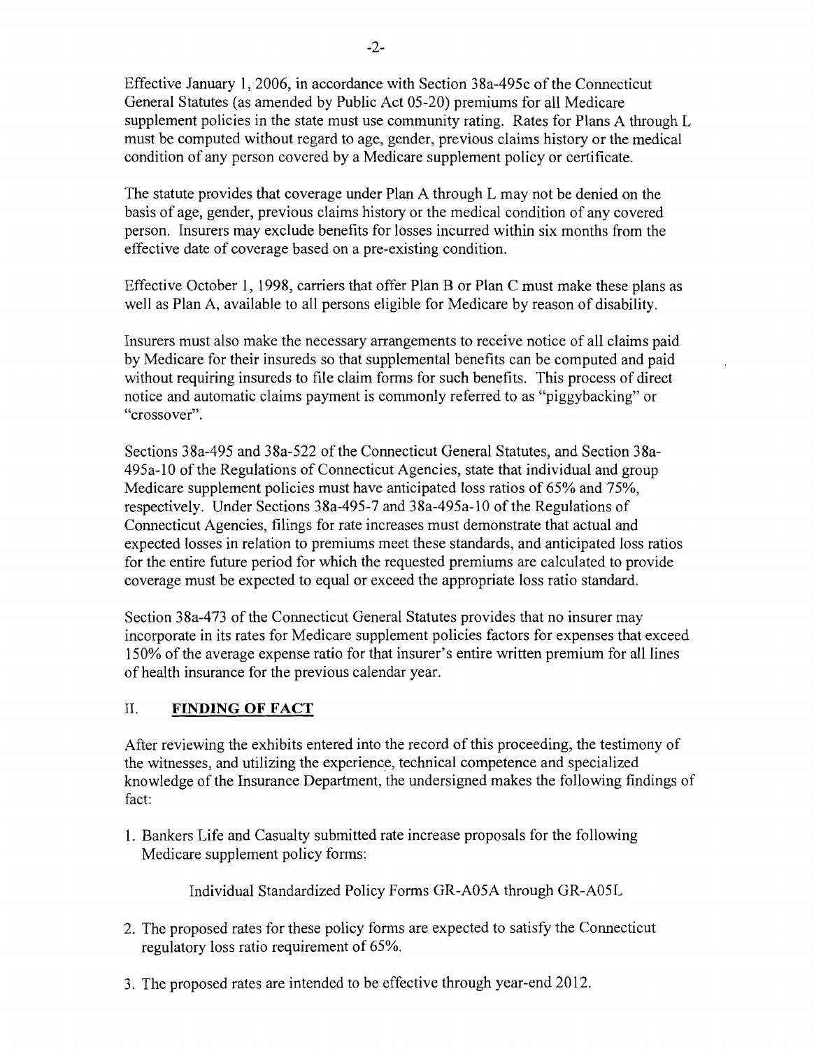Effective January 1, 2006, in accordance with Section 38a-495c of the Connecticut General Statutes (as amended by Public Act 05-20) premiums for all Medicare supplement policies in the state must use community rating. Rates for Plans A through L must be computed without regard to age, gender, previous claims history or the medical condition of any person covered by a Medicare supplement policy or certificate.

The statute provides that coverage under Plan A through L may not be denied on the basis of age, gender, previous claims history or the medical condition of any covered person. Insurers may exclude benefits for losses incurred within six months from the effective date of coverage based on a pre-existing condition.

Effective October 1, 1998, carriers that offer Plan B or Plan C must make these plans as well as Plan A, available to all persons eligible for Medicare by reason of disability.

Insurers must also make the necessary arrangements to receive notice of all claims paid by Medicare for their insureds so that supplemental benefits can be computed and paid without requiring insureds to file claim forms for such benefits. This process of direct notice and automatic claims payment is commonly referred to as "piggybacking" or "crossover".

Sections 38a-495 and 38a-522 of the Connecticut General Statutes, and Section 38a-495a-10 of the Regulations of Connecticut Agencies, state that individual and group Medicare supplement policies must have anticipated loss ratios of 65% and 75%, respectively. Under Sections 38a-495-7 and 38a-495a-10 of the Regulations of Connecticut Agencies, filings for rate increases must demonstrate that actual and expected losses in relation to premiums meet these standards, and anticipated loss ratios for the entire future period for which the requested premiums are calculated to provide coverage must be expected to equal or exceed the appropriate loss ratio standard.

Section 38a-473 of the Connecticut General Statutes provides that no insurer may incorporate in its rates for Medicare supplement policies factors for expenses that exceed 150% of the average expense ratio for that insurer's entire written premium for all lines of health insurance for the previous calendar year.

## II. **FINDING OF FACT**

After reviewing the exhibits entered into the record of this proceeding, the testimony of the witnesses, and utilizing the experience, technical competence and specialized knowledge of the Insurance Department, the undersigned makes the following findings of fact:

1. Bankers Life and Casualty submitted rate increase proposals for the following Medicare supplement policy forms:

   Individual Standardized Policy Forms GR-A05A through GR-A05L

2. The proposed rates for these policy forms are expected to satisfy the Connecticut regulatory loss ratio requirement of 65%.

3. The proposed rates are intended to be effective through year-end 2012.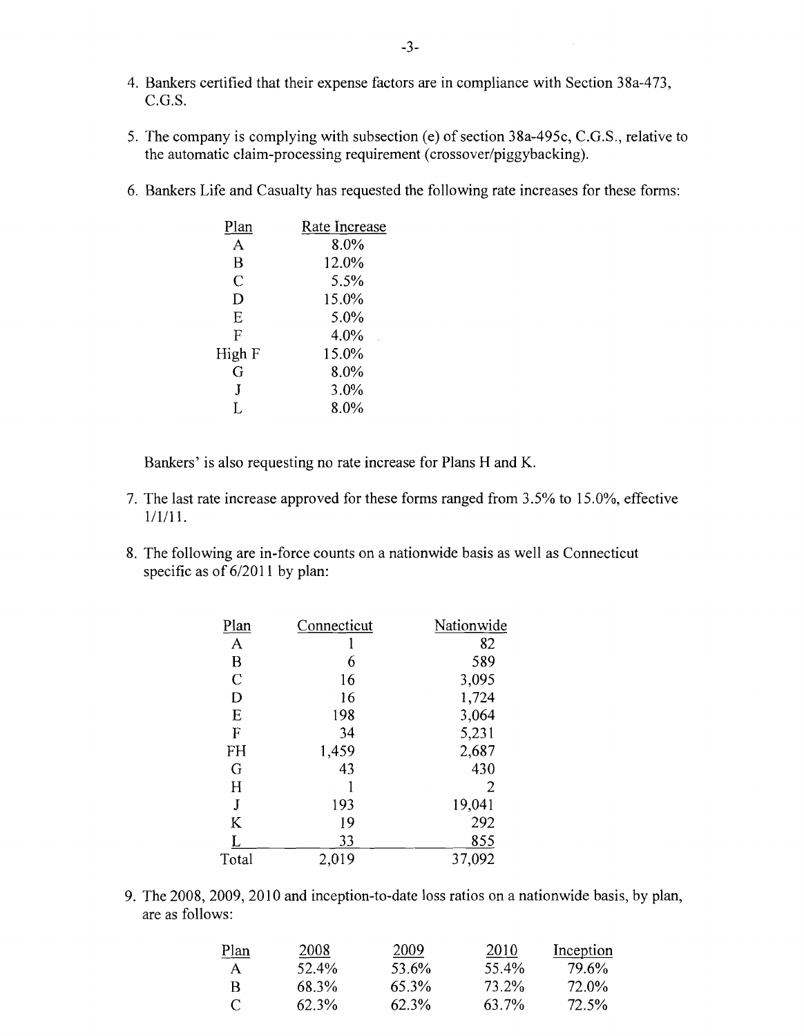4. Bankers certified that their expense factors are in compliance with Section 38a-473, C.G.S.

5. The company is complying with subsection (e) of section 38a-495c, C.G.S., relative to the automatic claim-processing requirement (crossover/piggybacking).

6. Bankers Life and Casualty has requested the following rate increases for these forms:

| Plan | Rate Increase |
|---|---|
| A | 8.0% |
| B | 12.0% |
| C | 5.5% |
| D | 15.0% |
| E | 5.0% |
| F | 4.0% |
| High F | 15.0% |
| G | 8.0% |
| J | 3.0% |
| L | 8.0% |

   Bankers' is also requesting no rate increase for Plans H and K.

7. The last rate increase approved for these forms ranged from 3.5% to 15.0%, effective 1/1/11.

8. The following are in-force counts on a nationwide basis as well as Connecticut specific as of 6/2011 by plan:

| Plan | Connecticut | Nationwide |
|---|---|---|
| A | 1 | 82 |
| B | 6 | 589 |
| C | 16 | 3,095 |
| D | 16 | 1,724 |
| E | 198 | 3,064 |
| F | 34 | 5,231 |
| FH | 1,459 | 2,687 |
| G | 43 | 430 |
| H | 1 | 2 |
| J | 193 | 19,041 |
| K | 19 | 292 |
| L | 33 | 855 |
| Total | 2,019 | 37,092 |

9. The 2008, 2009, 2010 and inception-to-date loss ratios on a nationwide basis, by plan, are as follows:

| Plan | 2008 | 2009 | 2010 | Inception |
|---|---|---|---|---|
| A | 52.4% | 53.6% | 55.4% | 79.6% |
| B | 68.3% | 65.3% | 73.2% | 72.0% |
| C | 62.3% | 62.3% | 63.7% | 72.5% |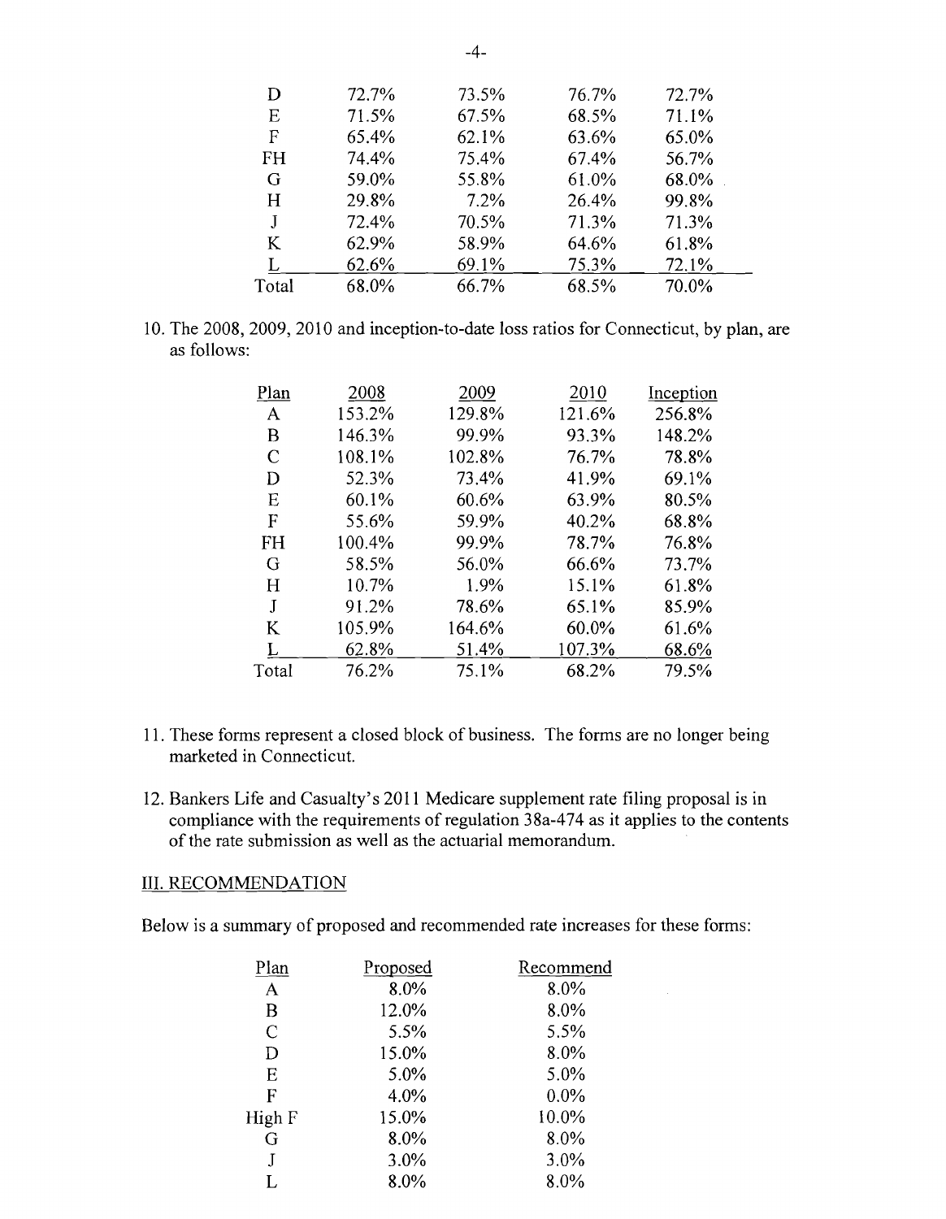| | | | | |
|---|---|---|---|---|
| D | 72.7% | 73.5% | 76.7% | 72.7% |
| E | 71.5% | 67.5% | 68.5% | 71.1% |
| F | 65.4% | 62.1% | 63.6% | 65.0% |
| FH | 74.4% | 75.4% | 67.4% | 56.7% |
| G | 59.0% | 55.8% | 61.0% | 68.0% |
| H | 29.8% | 7.2% | 26.4% | 99.8% |
| J | 72.4% | 70.5% | 71.3% | 71.3% |
| K | 62.9% | 58.9% | 64.6% | 61.8% |
| L | 62.6% | 69.1% | 75.3% | 72.1% |
| Total | 68.0% | 66.7% | 68.5% | 70.0% |

10. The 2008, 2009, 2010 and inception-to-date loss ratios for Connecticut, by plan, are as follows:

| Plan | 2008 | 2009 | 2010 | Inception |
|---|---|---|---|---|
| A | 153.2% | 129.8% | 121.6% | 256.8% |
| B | 146.3% | 99.9% | 93.3% | 148.2% |
| C | 108.1% | 102.8% | 76.7% | 78.8% |
| D | 52.3% | 73.4% | 41.9% | 69.1% |
| E | 60.1% | 60.6% | 63.9% | 80.5% |
| F | 55.6% | 59.9% | 40.2% | 68.8% |
| FH | 100.4% | 99.9% | 78.7% | 76.8% |
| G | 58.5% | 56.0% | 66.6% | 73.7% |
| H | 10.7% | 1.9% | 15.1% | 61.8% |
| J | 91.2% | 78.6% | 65.1% | 85.9% |
| K | 105.9% | 164.6% | 60.0% | 61.6% |
| L | 62.8% | 51.4% | 107.3% | 68.6% |
| Total | 76.2% | 75.1% | 68.2% | 79.5% |

11. These forms represent a closed block of business. The forms are no longer being marketed in Connecticut.

12. Bankers Life and Casualty's 2011 Medicare supplement rate filing proposal is in compliance with the requirements of regulation 38a-474 as it applies to the contents of the rate submission as well as the actuarial memorandum.

## III. RECOMMENDATION

Below is a summary of proposed and recommended rate increases for these forms:

| Plan | Proposed | Recommend |
|---|---|---|
| A | 8.0% | 8.0% |
| B | 12.0% | 8.0% |
| C | 5.5% | 5.5% |
| D | 15.0% | 8.0% |
| E | 5.0% | 5.0% |
| F | 4.0% | 0.0% |
| High F | 15.0% | 10.0% |
| G | 8.0% | 8.0% |
| J | 3.0% | 3.0% |
| L | 8.0% | 8.0% |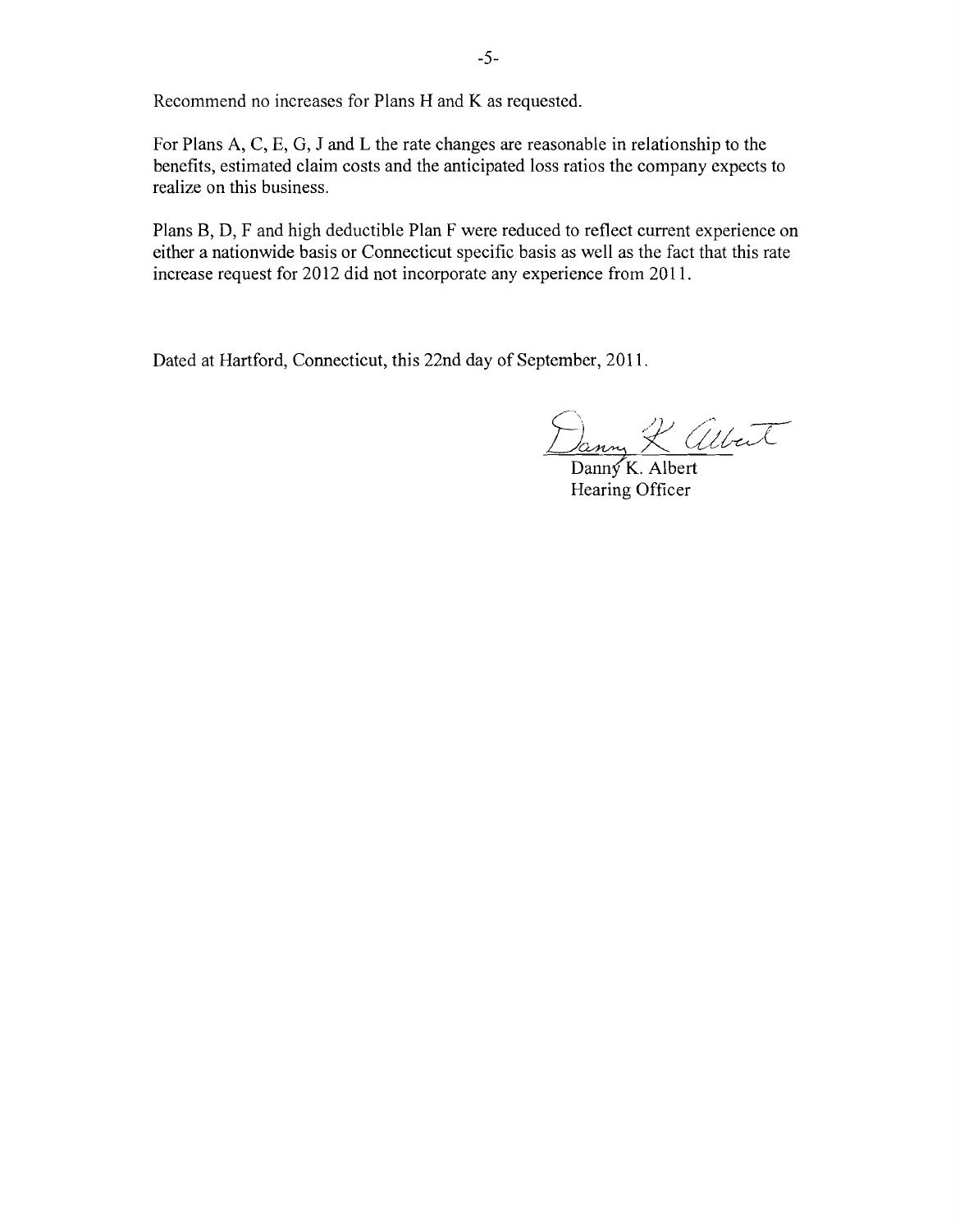Recommend no increases for Plans H and K as requested.

For Plans A, C, E, G, J and L the rate changes are reasonable in relationship to the benefits, estimated claim costs and the anticipated loss ratios the company expects to realize on this business.

Plans B, D, F and high deductible Plan F were reduced to reflect current experience on either a nationwide basis or Connecticut specific basis as well as the fact that this rate increase request for 2012 did not incorporate any experience from 2011.

Dated at Hartford, Connecticut, this 22nd day of September, 2011.

Danny K. Albert
Hearing Officer